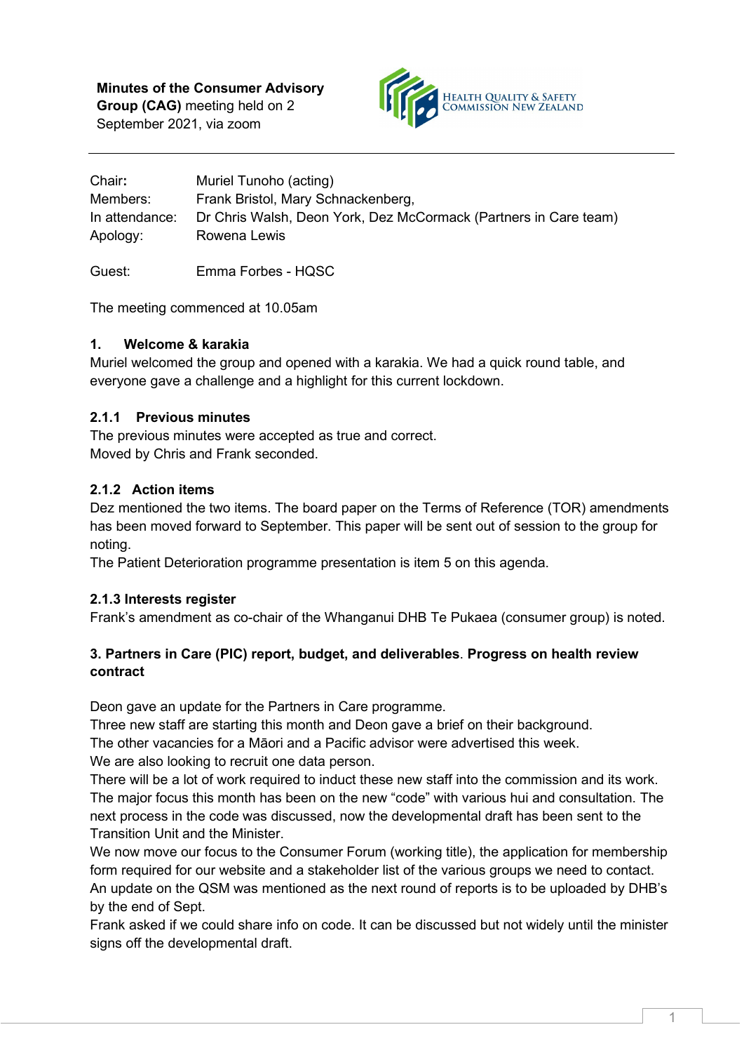**Minutes of the Consumer Advisory Group (CAG)** meeting held on 2 September 2021, via zoom

HEALTH QUALITY & SAFETY COMMISSION NEW ZEALAND

| | |
|---|---|
| Chair**:** | Muriel Tunoho (acting) |
| Members: | Frank Bristol, Mary Schnackenberg, |
| In attendance: | Dr Chris Walsh, Deon York, Dez McCormack (Partners in Care team) |
| Apology: | Rowena Lewis |
| Guest: | Emma Forbes - HQSC |

The meeting commenced at 10.05am

### 1. Welcome & karakia

Muriel welcomed the group and opened with a karakia. We had a quick round table, and everyone gave a challenge and a highlight for this current lockdown.

### 2.1.1 Previous minutes

The previous minutes were accepted as true and correct.
Moved by Chris and Frank seconded.

### 2.1.2 Action items

Dez mentioned the two items. The board paper on the Terms of Reference (TOR) amendments has been moved forward to September. This paper will be sent out of session to the group for noting.
The Patient Deterioration programme presentation is item 5 on this agenda.

### 2.1.3 Interests register

Frank's amendment as co-chair of the Whanganui DHB Te Pukaea (consumer group) is noted.

### 3. Partners in Care (PIC) report, budget, and deliverables. Progress on health review contract

Deon gave an update for the Partners in Care programme.
Three new staff are starting this month and Deon gave a brief on their background.
The other vacancies for a Māori and a Pacific advisor were advertised this week.
We are also looking to recruit one data person.
There will be a lot of work required to induct these new staff into the commission and its work.
The major focus this month has been on the new "code" with various hui and consultation. The next process in the code was discussed, now the developmental draft has been sent to the Transition Unit and the Minister.
We now move our focus to the Consumer Forum (working title), the application for membership form required for our website and a stakeholder list of the various groups we need to contact.
An update on the QSM was mentioned as the next round of reports is to be uploaded by DHB's by the end of Sept.
Frank asked if we could share info on code. It can be discussed but not widely until the minister signs off the developmental draft.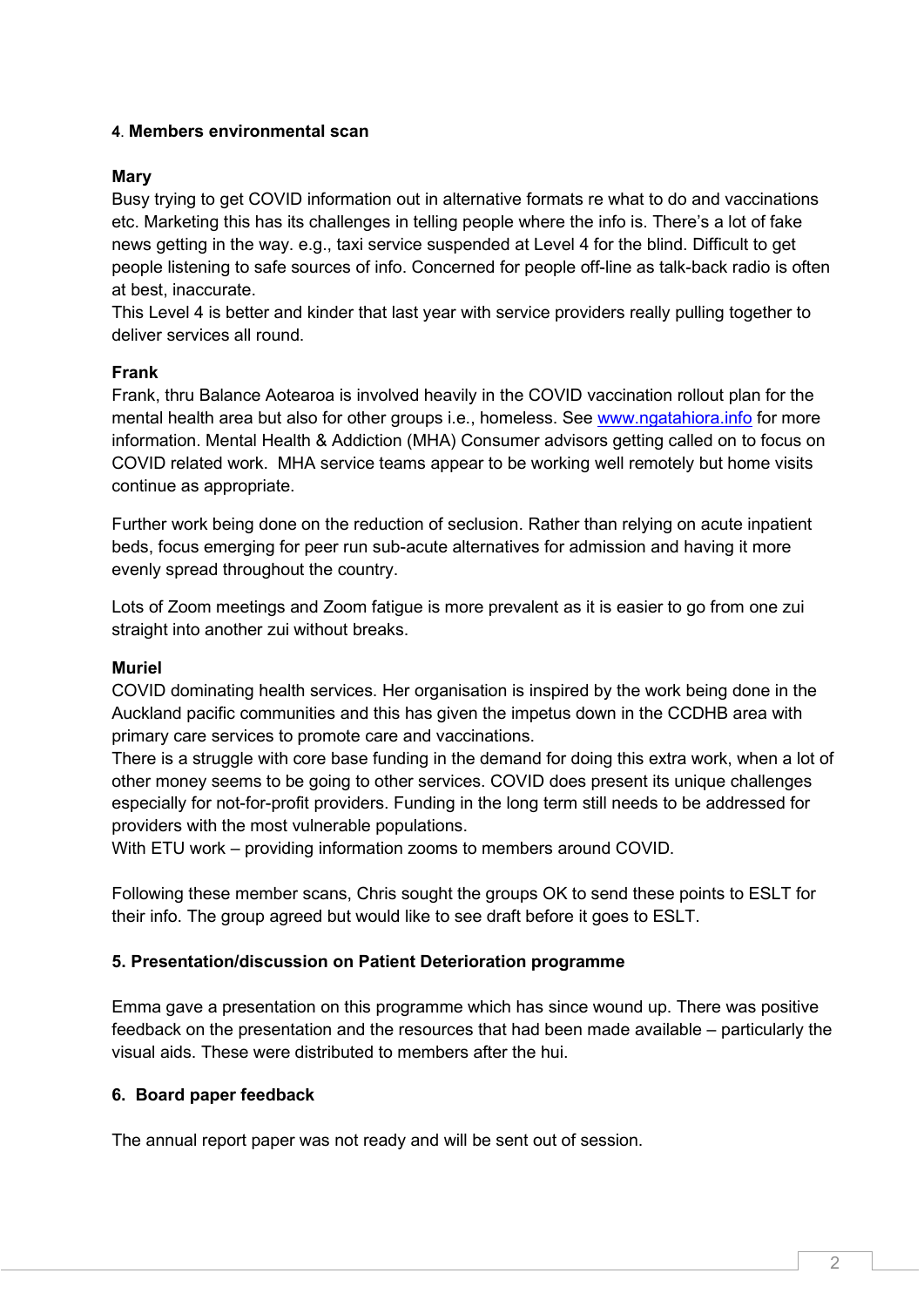#### 4. Members environmental scan

**Mary**

Busy trying to get COVID information out in alternative formats re what to do and vaccinations etc. Marketing this has its challenges in telling people where the info is. There's a lot of fake news getting in the way. e.g., taxi service suspended at Level 4 for the blind. Difficult to get people listening to safe sources of info. Concerned for people off-line as talk-back radio is often at best, inaccurate.
This Level 4 is better and kinder that last year with service providers really pulling together to deliver services all round.

**Frank**

Frank, thru Balance Aotearoa is involved heavily in the COVID vaccination rollout plan for the mental health area but also for other groups i.e., homeless. See [www.ngatahiora.info](www.ngatahiora.info) for more information. Mental Health & Addiction (MHA) Consumer advisors getting called on to focus on COVID related work. MHA service teams appear to be working well remotely but home visits continue as appropriate.

Further work being done on the reduction of seclusion. Rather than relying on acute inpatient beds, focus emerging for peer run sub-acute alternatives for admission and having it more evenly spread throughout the country.

Lots of Zoom meetings and Zoom fatigue is more prevalent as it is easier to go from one zui straight into another zui without breaks.

**Muriel**

COVID dominating health services. Her organisation is inspired by the work being done in the Auckland pacific communities and this has given the impetus down in the CCDHB area with primary care services to promote care and vaccinations.
There is a struggle with core base funding in the demand for doing this extra work, when a lot of other money seems to be going to other services. COVID does present its unique challenges especially for not-for-profit providers. Funding in the long term still needs to be addressed for providers with the most vulnerable populations.
With ETU work – providing information zooms to members around COVID.

Following these member scans, Chris sought the groups OK to send these points to ESLT for their info. The group agreed but would like to see draft before it goes to ESLT.

#### 5. Presentation/discussion on Patient Deterioration programme

Emma gave a presentation on this programme which has since wound up. There was positive feedback on the presentation and the resources that had been made available – particularly the visual aids. These were distributed to members after the hui.

#### 6. Board paper feedback

The annual report paper was not ready and will be sent out of session.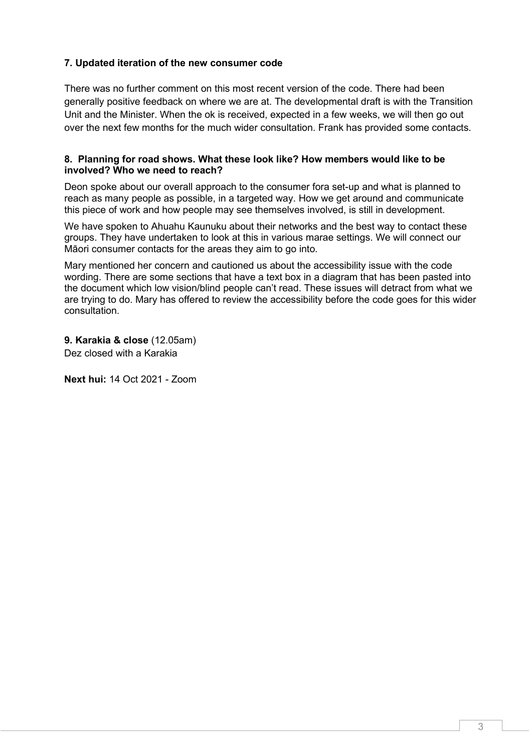### 7. Updated iteration of the new consumer code

There was no further comment on this most recent version of the code. There had been generally positive feedback on where we are at. The developmental draft is with the Transition Unit and the Minister. When the ok is received, expected in a few weeks, we will then go out over the next few months for the much wider consultation. Frank has provided some contacts.

### 8. Planning for road shows. What these look like? How members would like to be involved? Who we need to reach?

Deon spoke about our overall approach to the consumer fora set-up and what is planned to reach as many people as possible, in a targeted way. How we get around and communicate this piece of work and how people may see themselves involved, is still in development.

We have spoken to Ahuahu Kaunuku about their networks and the best way to contact these groups. They have undertaken to look at this in various marae settings. We will connect our Māori consumer contacts for the areas they aim to go into.

Mary mentioned her concern and cautioned us about the accessibility issue with the code wording. There are some sections that have a text box in a diagram that has been pasted into the document which low vision/blind people can't read. These issues will detract from what we are trying to do. Mary has offered to review the accessibility before the code goes for this wider consultation.

**9. Karakia & close** (12.05am)
Dez closed with a Karakia

**Next hui:** 14 Oct 2021 - Zoom